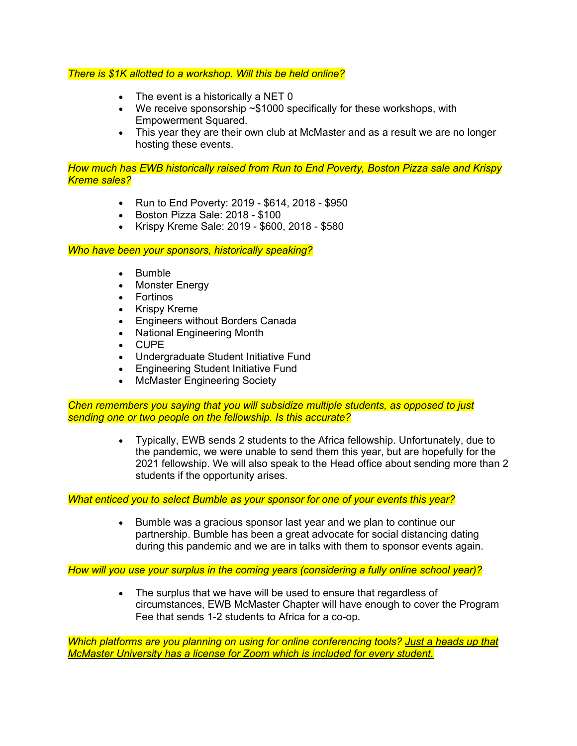*There is $1K allotted to a workshop. Will this be held online?*

- The event is a historically a NET 0
- We receive sponsorship ~$1000 specifically for these workshops, with Empowerment Squared.
- This year they are their own club at McMaster and as a result we are no longer hosting these events.

*How much has EWB historically raised from Run to End Poverty, Boston Pizza sale and Krispy Kreme sales?*

- Run to End Poverty: 2019 - $614, 2018 - $950
- Boston Pizza Sale: 2018 - $100
- Krispy Kreme Sale: 2019 - $600, 2018 - $580

*Who have been your sponsors, historically speaking?*

- Bumble
- Monster Energy
- Fortinos
- Krispy Kreme
- Engineers without Borders Canada
- National Engineering Month
- CUPE
- Undergraduate Student Initiative Fund
- Engineering Student Initiative Fund
- McMaster Engineering Society

*Chen remembers you saying that you will subsidize multiple students, as opposed to just sending one or two people on the fellowship. Is this accurate?*

- Typically, EWB sends 2 students to the Africa fellowship. Unfortunately, due to the pandemic, we were unable to send them this year, but are hopefully for the 2021 fellowship. We will also speak to the Head office about sending more than 2 students if the opportunity arises.

*What enticed you to select Bumble as your sponsor for one of your events this year?*

- Bumble was a gracious sponsor last year and we plan to continue our partnership. Bumble has been a great advocate for social distancing dating during this pandemic and we are in talks with them to sponsor events again.

*How will you use your surplus in the coming years (considering a fully online school year)?*

- The surplus that we have will be used to ensure that regardless of circumstances, EWB McMaster Chapter will have enough to cover the Program Fee that sends 1-2 students to Africa for a co-op.

*Which platforms are you planning on using for online conferencing tools? <u>Just a heads up that McMaster University has a license for Zoom which is included for every student.</u>*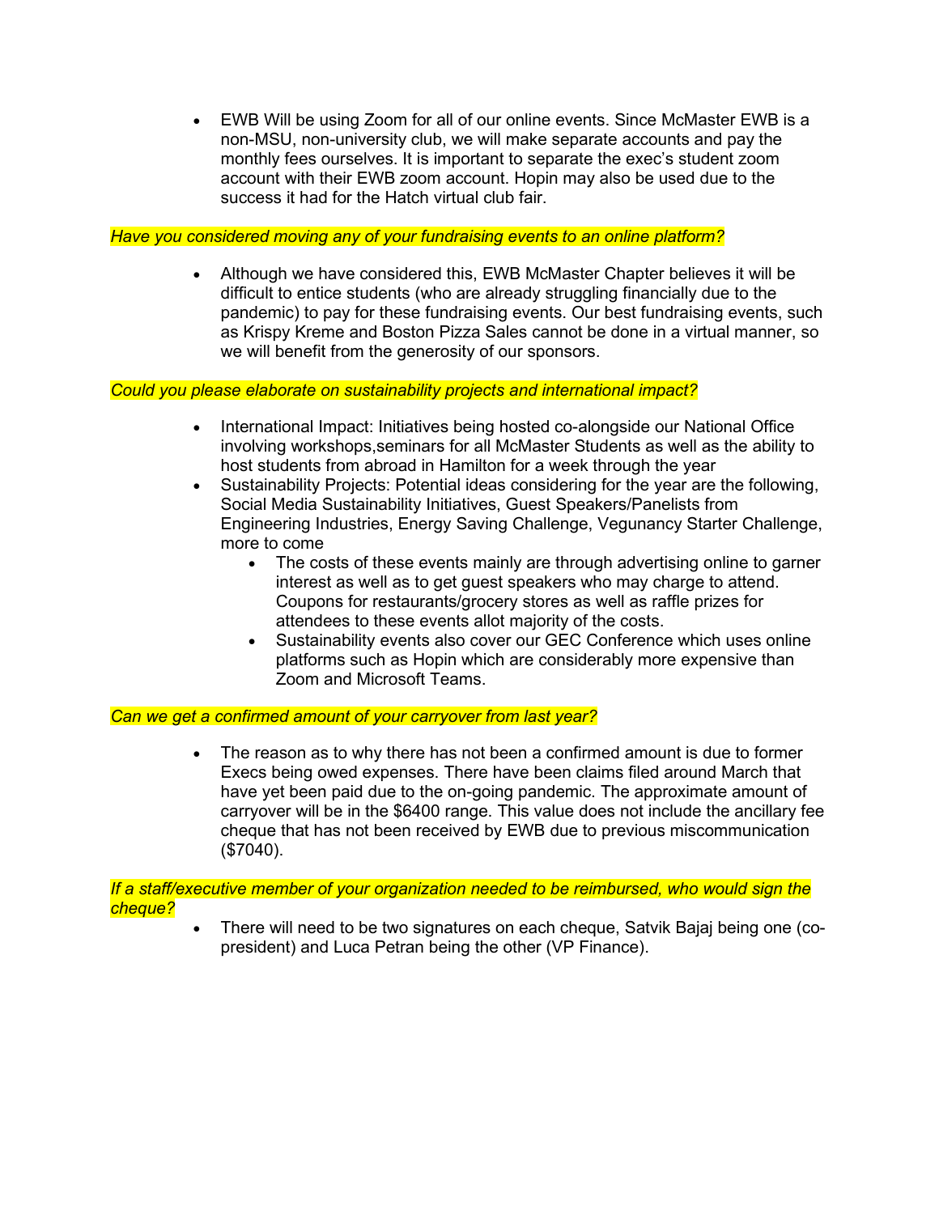- EWB Will be using Zoom for all of our online events. Since McMaster EWB is a non-MSU, non-university club, we will make separate accounts and pay the monthly fees ourselves. It is important to separate the exec's student zoom account with their EWB zoom account. Hopin may also be used due to the success it had for the Hatch virtual club fair.

*Have you considered moving any of your fundraising events to an online platform?*

- Although we have considered this, EWB McMaster Chapter believes it will be difficult to entice students (who are already struggling financially due to the pandemic) to pay for these fundraising events. Our best fundraising events, such as Krispy Kreme and Boston Pizza Sales cannot be done in a virtual manner, so we will benefit from the generosity of our sponsors.

*Could you please elaborate on sustainability projects and international impact?*

- International Impact: Initiatives being hosted co-alongside our National Office involving workshops,seminars for all McMaster Students as well as the ability to host students from abroad in Hamilton for a week through the year
- Sustainability Projects: Potential ideas considering for the year are the following, Social Media Sustainability Initiatives, Guest Speakers/Panelists from Engineering Industries, Energy Saving Challenge, Vegunancy Starter Challenge, more to come
  - The costs of these events mainly are through advertising online to garner interest as well as to get guest speakers who may charge to attend. Coupons for restaurants/grocery stores as well as raffle prizes for attendees to these events allot majority of the costs.
  - Sustainability events also cover our GEC Conference which uses online platforms such as Hopin which are considerably more expensive than Zoom and Microsoft Teams.

*Can we get a confirmed amount of your carryover from last year?*

- The reason as to why there has not been a confirmed amount is due to former Execs being owed expenses. There have been claims filed around March that have yet been paid due to the on-going pandemic. The approximate amount of carryover will be in the $6400 range. This value does not include the ancillary fee cheque that has not been received by EWB due to previous miscommunication ($7040).

*If a staff/executive member of your organization needed to be reimbursed, who would sign the cheque?*

- There will need to be two signatures on each cheque, Satvik Bajaj being one (co-president) and Luca Petran being the other (VP Finance).